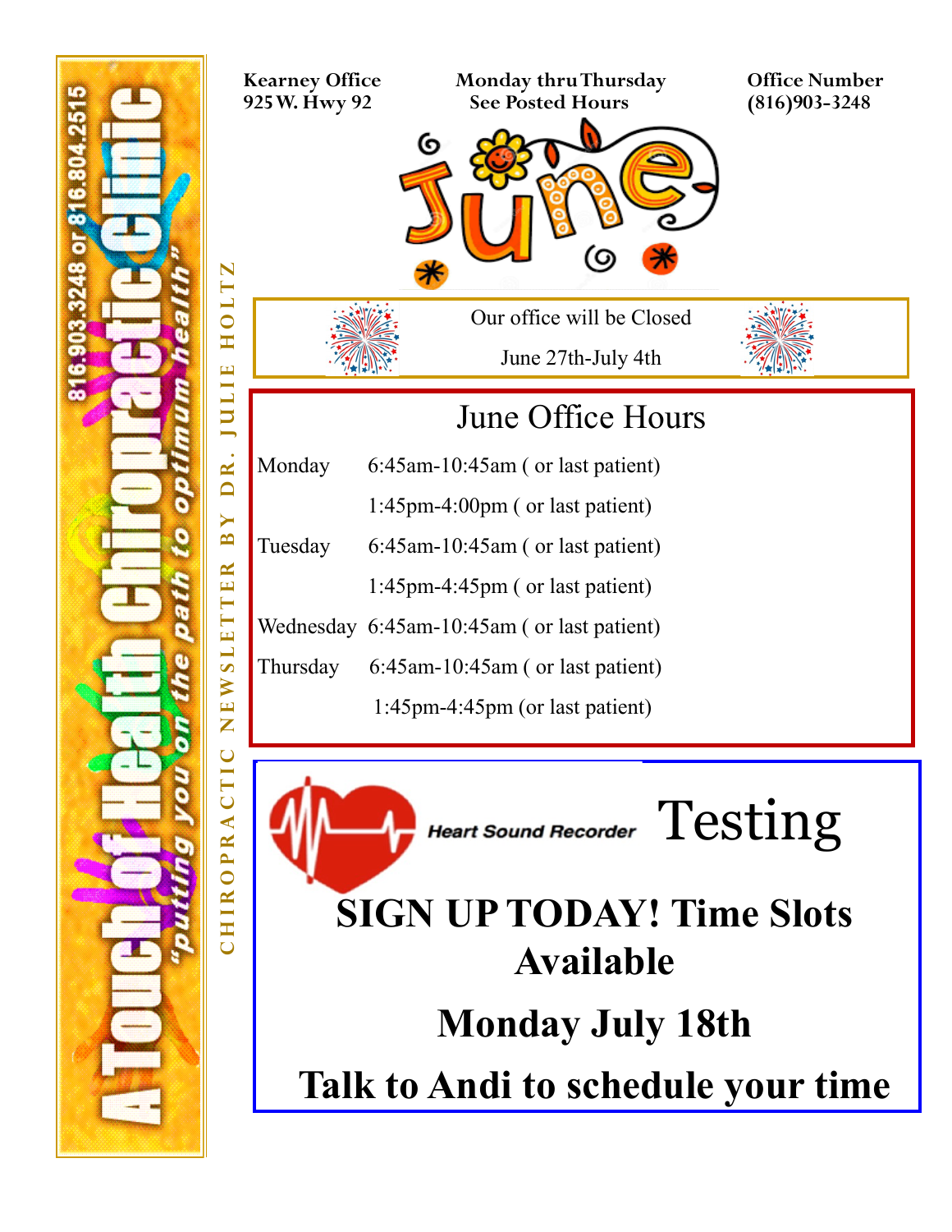A Touch of Health Chiropractic Clinic

*"putting you on the path to optimum health"*

816.903.3248 or 816.804.2515

CHIROPRACTIC NEWSLETTER BY DR. JULIE HOLTZ

**Kearney Office**
**925 W. Hwy 92**

**Monday thru Thursday**
**See Posted Hours**

**Office Number**
**(816)903-3248**

# June

Our office will be Closed

June 27th-July 4th

## June Office Hours

| | |
|---|---|
| Monday | 6:45am-10:45am ( or last patient) |
| | 1:45pm-4:00pm ( or last patient) |
| Tuesday | 6:45am-10:45am ( or last patient) |
| | 1:45pm-4:45pm ( or last patient) |
| Wednesday | 6:45am-10:45am ( or last patient) |
| Thursday | 6:45am-10:45am ( or last patient) |
| | 1:45pm-4:45pm (or last patient) |

**Heart Sound Recorder** Testing

**SIGN UP TODAY! Time Slots Available**

**Monday July 18th**

**Talk to Andi to schedule your time**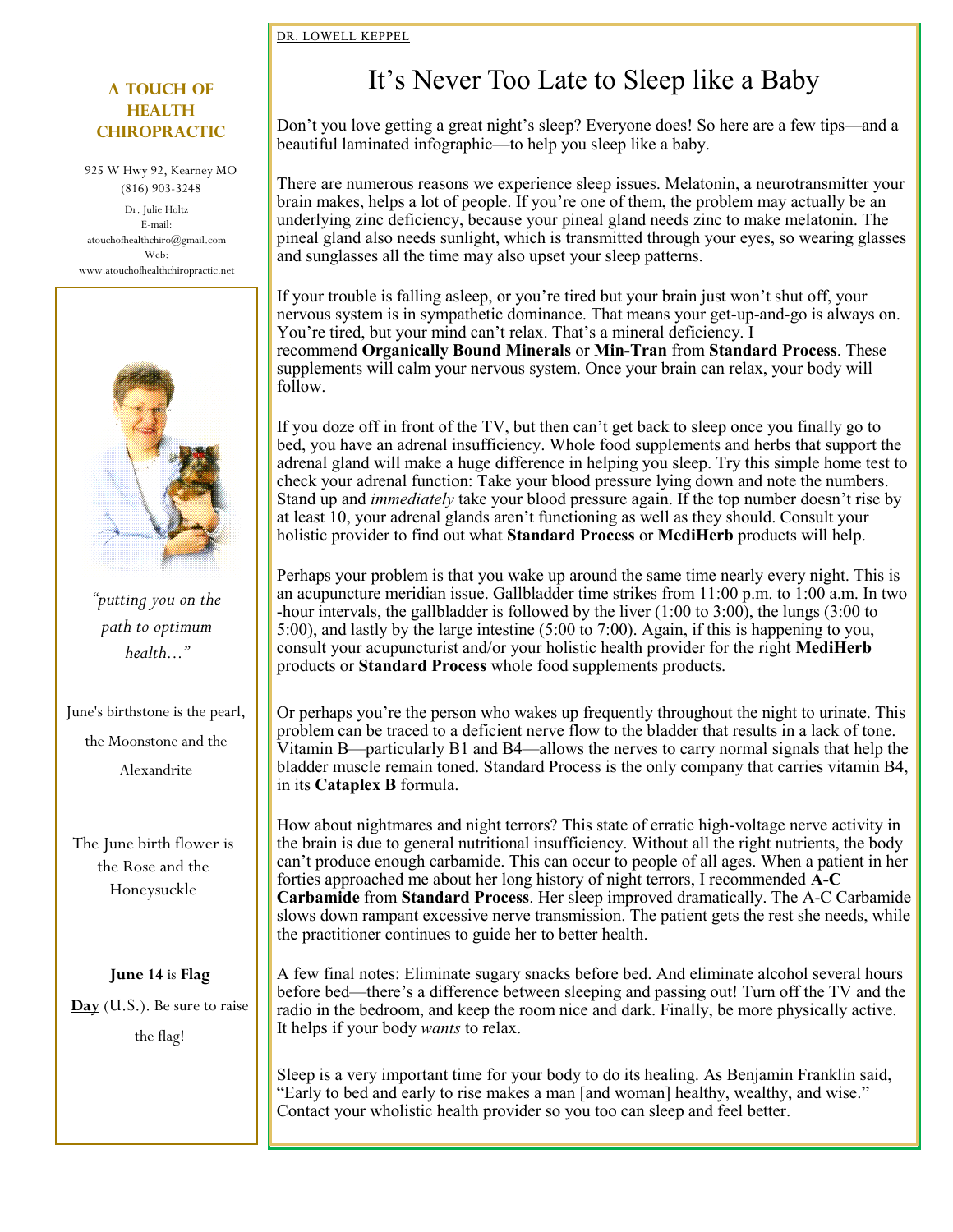DR. LOWELL KEPPEL

# It's Never Too Late to Sleep like a Baby

Don't you love getting a great night's sleep? Everyone does! So here are a few tips—and a beautiful laminated infographic—to help you sleep like a baby.

There are numerous reasons we experience sleep issues. Melatonin, a neurotransmitter your brain makes, helps a lot of people. If you're one of them, the problem may actually be an underlying zinc deficiency, because your pineal gland needs zinc to make melatonin. The pineal gland also needs sunlight, which is transmitted through your eyes, so wearing glasses and sunglasses all the time may also upset your sleep patterns.

If your trouble is falling asleep, or you're tired but your brain just won't shut off, your nervous system is in sympathetic dominance. That means your get-up-and-go is always on. You're tired, but your mind can't relax. That's a mineral deficiency. I recommend **Organically Bound Minerals** or **Min-Tran** from **Standard Process**. These supplements will calm your nervous system. Once your brain can relax, your body will follow.

If you doze off in front of the TV, but then can't get back to sleep once you finally go to bed, you have an adrenal insufficiency. Whole food supplements and herbs that support the adrenal gland will make a huge difference in helping you sleep. Try this simple home test to check your adrenal function: Take your blood pressure lying down and note the numbers. Stand up and *immediately* take your blood pressure again. If the top number doesn't rise by at least 10, your adrenal glands aren't functioning as well as they should. Consult your holistic provider to find out what **Standard Process** or **MediHerb** products will help.

Perhaps your problem is that you wake up around the same time nearly every night. This is an acupuncture meridian issue. Gallbladder time strikes from 11:00 p.m. to 1:00 a.m. In two-hour intervals, the gallbladder is followed by the liver (1:00 to 3:00), the lungs (3:00 to 5:00), and lastly by the large intestine (5:00 to 7:00). Again, if this is happening to you, consult your acupuncturist and/or your holistic health provider for the right **MediHerb** products or **Standard Process** whole food supplements products.

Or perhaps you're the person who wakes up frequently throughout the night to urinate. This problem can be traced to a deficient nerve flow to the bladder that results in a lack of tone. Vitamin B—particularly B1 and B4—allows the nerves to carry normal signals that help the bladder muscle remain toned. Standard Process is the only company that carries vitamin B4, in its **Cataplex B** formula.

How about nightmares and night terrors? This state of erratic high-voltage nerve activity in the brain is due to general nutritional insufficiency. Without all the right nutrients, the body can't produce enough carbamide. This can occur to people of all ages. When a patient in her forties approached me about her long history of night terrors, I recommended **A-C Carbamide** from **Standard Process**. Her sleep improved dramatically. The A-C Carbamide slows down rampant excessive nerve transmission. The patient gets the rest she needs, while the practitioner continues to guide her to better health.

A few final notes: Eliminate sugary snacks before bed. And eliminate alcohol several hours before bed—there's a difference between sleeping and passing out! Turn off the TV and the radio in the bedroom, and keep the room nice and dark. Finally, be more physically active. It helps if your body *wants* to relax.

Sleep is a very important time for your body to do its healing. As Benjamin Franklin said, "Early to bed and early to rise makes a man [and woman] healthy, wealthy, and wise." Contact your wholistic health provider so you too can sleep and feel better.

---

**A TOUCH OF HEALTH CHIROPRACTIC**

925 W Hwy 92, Kearney MO
(816) 903-3248

Dr. Julie Holtz
E-mail:
atouchofhealthchiro@gmail.com
Web:
www.atouchofhealthchiropractic.net

*"putting you on the path to optimum health…"*

June's birthstone is the pearl, the Moonstone and the Alexandrite

The June birth flower is the Rose and the Honeysuckle

**June 14** is **Flag Day** (U.S.). Be sure to raise the flag!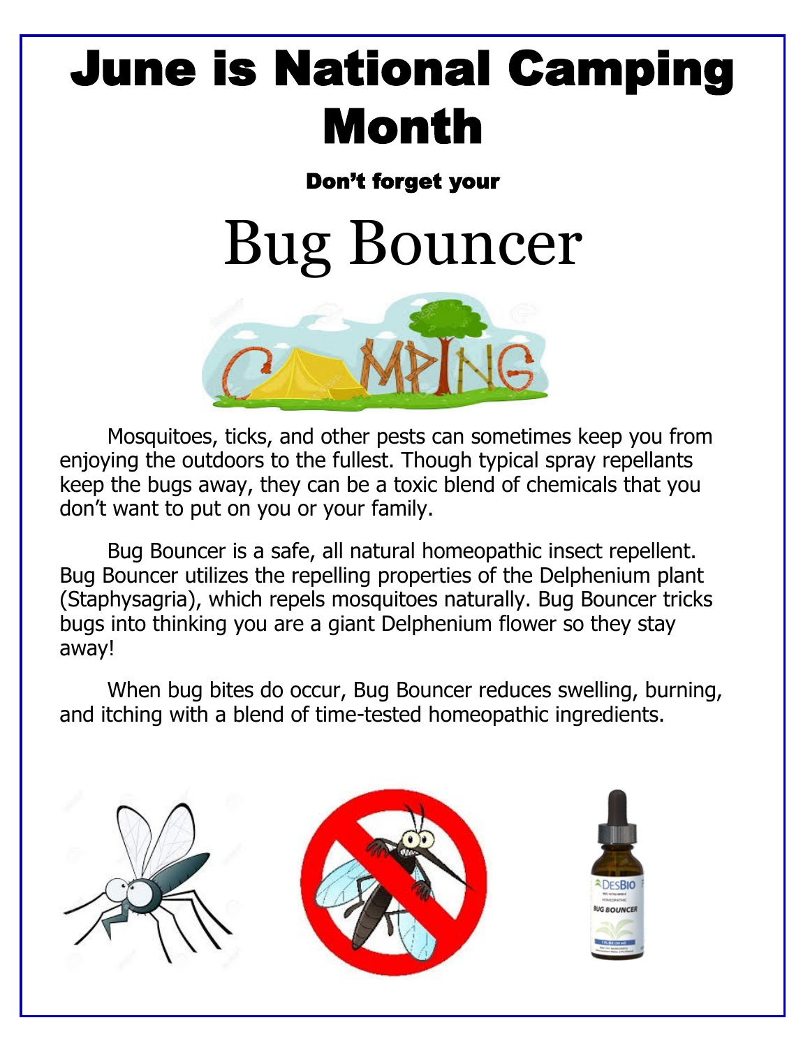# June is National Camping Month

**Don't forget your**

## Bug Bouncer

Mosquitoes, ticks, and other pests can sometimes keep you from enjoying the outdoors to the fullest. Though typical spray repellants keep the bugs away, they can be a toxic blend of chemicals that you don't want to put on you or your family.

Bug Bouncer is a safe, all natural homeopathic insect repellent. Bug Bouncer utilizes the repelling properties of the Delphenium plant (Staphysagria), which repels mosquitoes naturally. Bug Bouncer tricks bugs into thinking you are a giant Delphenium flower so they stay away!

When bug bites do occur, Bug Bouncer reduces swelling, burning, and itching with a blend of time-tested homeopathic ingredients.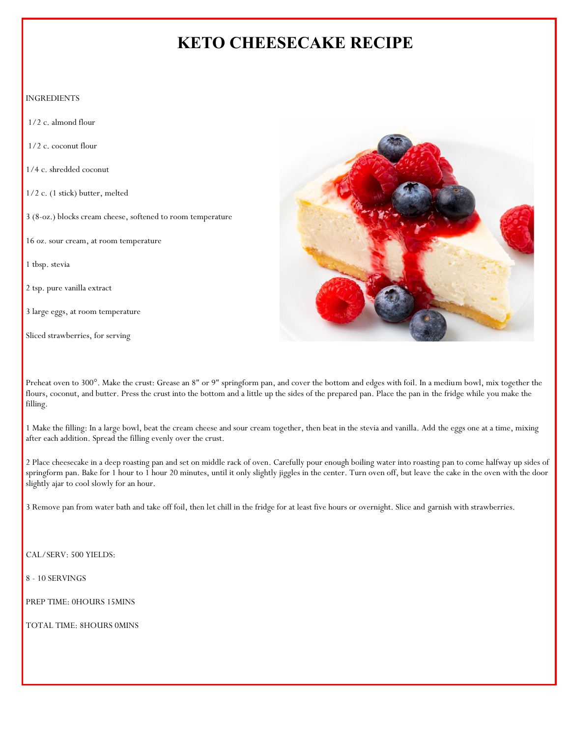# KETO CHEESECAKE RECIPE

INGREDIENTS

1/2 c. almond flour

1/2 c. coconut flour

1/4 c. shredded coconut

1/2 c. (1 stick) butter, melted

3 (8-oz.) blocks cream cheese, softened to room temperature

16 oz. sour cream, at room temperature

1 tbsp. stevia

2 tsp. pure vanilla extract

3 large eggs, at room temperature

Sliced strawberries, for serving

Preheat oven to 300°. Make the crust: Grease an 8" or 9" springform pan, and cover the bottom and edges with foil. In a medium bowl, mix together the flours, coconut, and butter. Press the crust into the bottom and a little up the sides of the prepared pan. Place the pan in the fridge while you make the filling.

1 Make the filling: In a large bowl, beat the cream cheese and sour cream together, then beat in the stevia and vanilla. Add the eggs one at a time, mixing after each addition. Spread the filling evenly over the crust.

2 Place cheesecake in a deep roasting pan and set on middle rack of oven. Carefully pour enough boiling water into roasting pan to come halfway up sides of springform pan. Bake for 1 hour to 1 hour 20 minutes, until it only slightly jiggles in the center. Turn oven off, but leave the cake in the oven with the door slightly ajar to cool slowly for an hour.

3 Remove pan from water bath and take off foil, then let chill in the fridge for at least five hours or overnight. Slice and garnish with strawberries.

CAL/SERV: 500 YIELDS:

8 - 10 SERVINGS

PREP TIME: 0HOURS 15MINS

TOTAL TIME: 8HOURS 0MINS